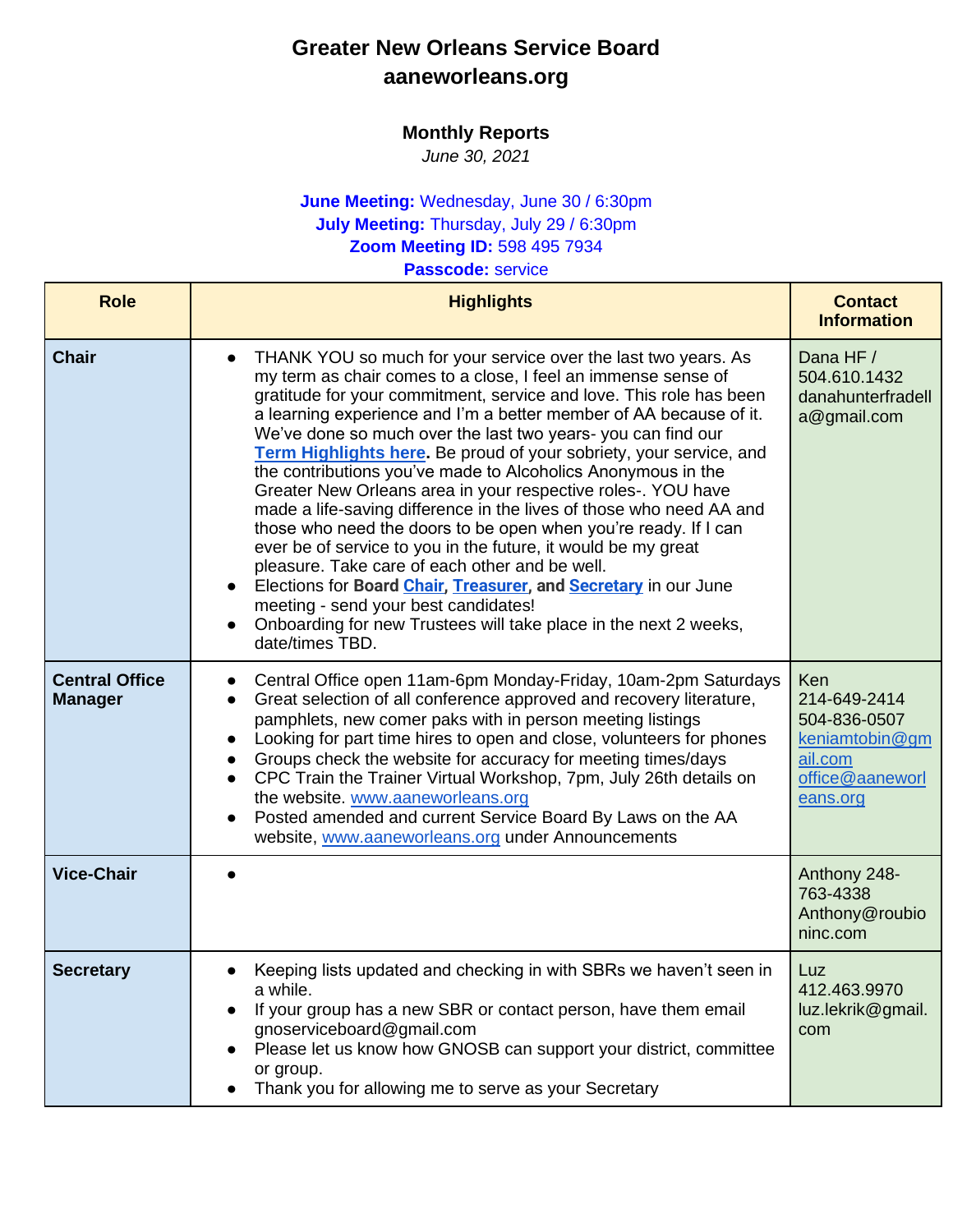# Greater New Orleans Service Board
## aaneworleans.org

### Monthly Reports
*June 30, 2021*

**June Meeting:** Wednesday, June 30 / 6:30pm
**July Meeting:** Thursday, July 29 / 6:30pm
**Zoom Meeting ID:** 598 495 7934
**Passcode:** service

| Role | Highlights | Contact Information |
|---|---|---|
| **Chair** | • THANK YOU so much for your service over the last two years. As my term as chair comes to a close, I feel an immense sense of gratitude for your commitment, service and love. This role has been a learning experience and I'm a better member of AA because of it. We've done so much over the last two years- you can find our **Term Highlights here.** Be proud of your sobriety, your service, and the contributions you've made to Alcoholics Anonymous in the Greater New Orleans area in your respective roles-. YOU have made a life-saving difference in the lives of those who need AA and those who need the doors to be open when you're ready. If I can ever be of service to you in the future, it would be my great pleasure. Take care of each other and be well.<br>• Elections for **Board Chair, Treasurer, and Secretary** in our June meeting - send your best candidates!<br>• Onboarding for new Trustees will take place in the next 2 weeks, date/times TBD. | Dana HF / 504.610.1432 danahunterfradella@gmail.com |
| **Central Office Manager** | • Central Office open 11am-6pm Monday-Friday, 10am-2pm Saturdays<br>• Great selection of all conference approved and recovery literature, pamphlets, new comer paks with in person meeting listings<br>• Looking for part time hires to open and close, volunteers for phones<br>• Groups check the website for accuracy for meeting times/days<br>• CPC Train the Trainer Virtual Workshop, 7pm, July 26th details on the website. www.aaneworleans.org<br>• Posted amended and current Service Board By Laws on the AA website, www.aaneworleans.org under Announcements | Ken 214-649-2414 504-836-0507 keniamtobin@gmail.com office@aaneworleans.org |
| **Vice-Chair** | • | Anthony 248-763-4338 Anthony@roubioinc.com |
| **Secretary** | • Keeping lists updated and checking in with SBRs we haven't seen in a while.<br>• If your group has a new SBR or contact person, have them email gnoserviceboard@gmail.com<br>• Please let us know how GNOSB can support your district, committee or group.<br>• Thank you for allowing me to serve as your Secretary | Luz 412.463.9970 luz.lekrik@gmail.com |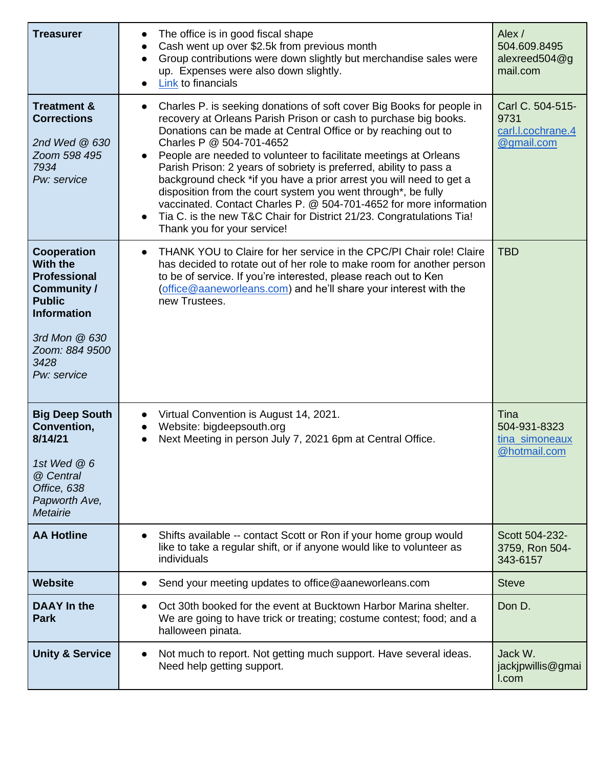| **Treasurer** | • The office is in good fiscal shape<br>• Cash went up over $2.5k from previous month<br>• Group contributions were down slightly but merchandise sales were up. Expenses were also down slightly.<br>• Link to financials | Alex / 504.609.8495 alexreed504@gmail.com |
|---|---|---|
| **Treatment & Corrections**<br><br>*2nd Wed @ 630 Zoom 598 495 7934 Pw: service* | • Charles P. is seeking donations of soft cover Big Books for people in recovery at Orleans Parish Prison or cash to purchase big books. Donations can be made at Central Office or by reaching out to Charles P @ 504-701-4652<br>• People are needed to volunteer to facilitate meetings at Orleans Parish Prison: 2 years of sobriety is preferred, ability to pass a background check *if you have a prior arrest you will need to get a disposition from the court system you went through*, be fully vaccinated. Contact Charles P. @ 504-701-4652 for more information<br>• Tia C. is the new T&C Chair for District 21/23. Congratulations Tia! Thank you for your service! | Carl C. 504-515-9731 carl.l.cochrane.4@gmail.com |
| **Cooperation With the Professional Community / Public Information**<br><br>*3rd Mon @ 630 Zoom: 884 9500 3428 Pw: service* | • THANK YOU to Claire for her service in the CPC/PI Chair role! Claire has decided to rotate out of her role to make room for another person to be of service. If you're interested, please reach out to Ken (office@aaneworleans.com) and he'll share your interest with the new Trustees. | TBD |
| **Big Deep South Convention, 8/14/21**<br><br>*1st Wed @ 6 @ Central Office, 638 Papworth Ave, Metairie* | • Virtual Convention is August 14, 2021.<br>• Website: bigdeepsouth.org<br>• Next Meeting in person July 7, 2021 6pm at Central Office. | Tina 504-931-8323 tina_simoneaux@hotmail.com |
| **AA Hotline** | • Shifts available -- contact Scott or Ron if your home group would like to take a regular shift, or if anyone would like to volunteer as individuals | Scott 504-232-3759, Ron 504-343-6157 |
| **Website** | • Send your meeting updates to office@aaneworleans.com | Steve |
| **DAAY In the Park** | • Oct 30th booked for the event at Bucktown Harbor Marina shelter. We are going to have trick or treating; costume contest; food; and a halloween pinata. | Don D. |
| **Unity & Service** | • Not much to report. Not getting much support. Have several ideas. Need help getting support. | Jack W. jackjpwillis@gmail.com |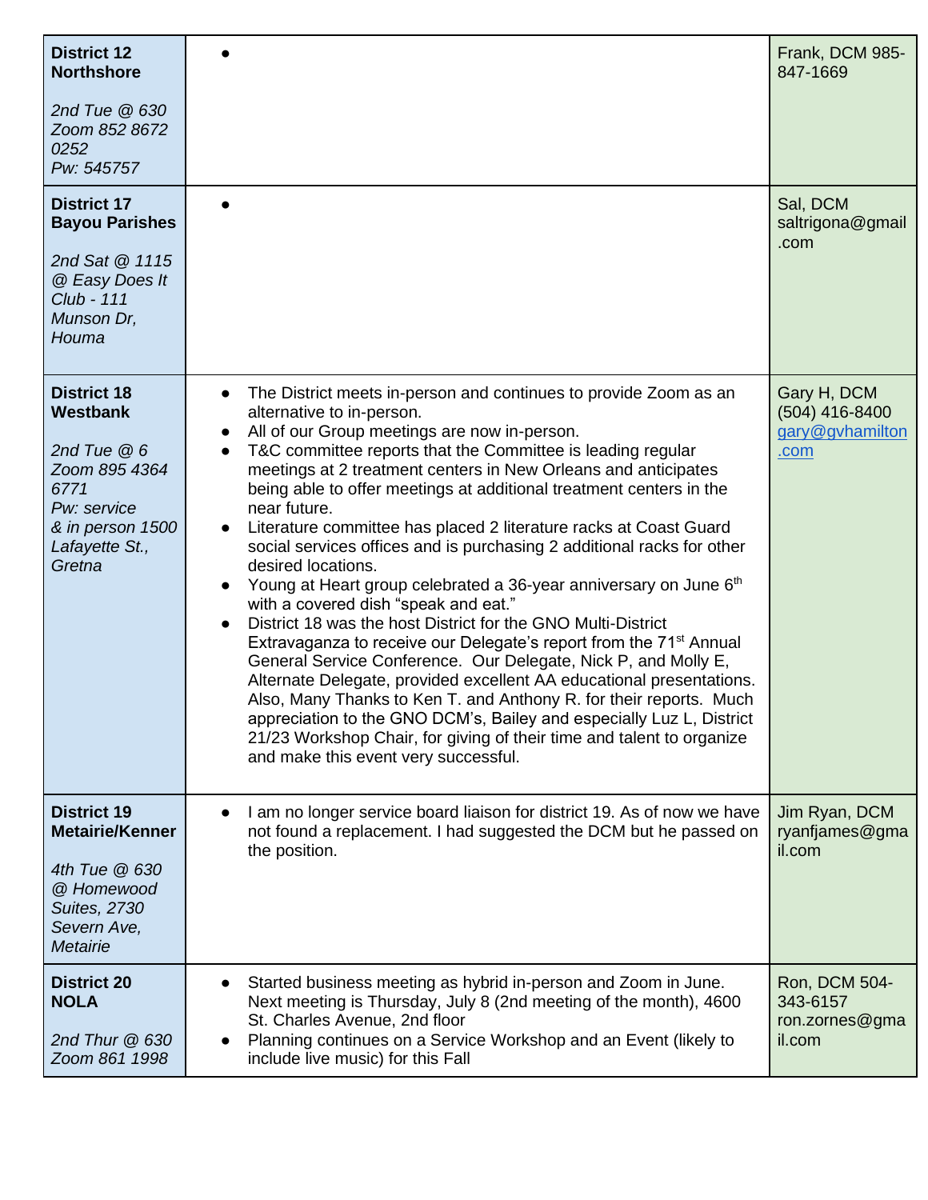| | | |
|---|---|---|
| **District 12 Northshore**<br><br>*2nd Tue @ 630 Zoom 852 8672 0252 Pw: 545757* | • | Frank, DCM 985-847-1669 |
| **District 17 Bayou Parishes**<br><br>*2nd Sat @ 1115 @ Easy Does It Club - 111 Munson Dr, Houma* | • | Sal, DCM saltrigona@gmail.com |
| **District 18 Westbank**<br><br>*2nd Tue @ 6 Zoom 895 4364 6771 Pw: service & in person 1500 Lafayette St., Gretna* | • The District meets in-person and continues to provide Zoom as an alternative to in-person.<br>• All of our Group meetings are now in-person.<br>• T&C committee reports that the Committee is leading regular meetings at 2 treatment centers in New Orleans and anticipates being able to offer meetings at additional treatment centers in the near future.<br>• Literature committee has placed 2 literature racks at Coast Guard social services offices and is purchasing 2 additional racks for other desired locations.<br>• Young at Heart group celebrated a 36-year anniversary on June 6th with a covered dish "speak and eat."<br>• District 18 was the host District for the GNO Multi-District Extravaganza to receive our Delegate's report from the 71st Annual General Service Conference. Our Delegate, Nick P, and Molly E, Alternate Delegate, provided excellent AA educational presentations. Also, Many Thanks to Ken T. and Anthony R. for their reports. Much appreciation to the GNO DCM's, Bailey and especially Luz L, District 21/23 Workshop Chair, for giving of their time and talent to organize and make this event very successful. | Gary H, DCM (504) 416-8400 gary@gvhamilton.com |
| **District 19 Metairie/Kenner**<br><br>*4th Tue @ 630 @ Homewood Suites, 2730 Severn Ave, Metairie* | • I am no longer service board liaison for district 19. As of now we have not found a replacement. I had suggested the DCM but he passed on the position. | Jim Ryan, DCM ryanfjames@gmail.com |
| **District 20 NOLA**<br><br>*2nd Thur @ 630 Zoom 861 1998* | • Started business meeting as hybrid in-person and Zoom in June. Next meeting is Thursday, July 8 (2nd meeting of the month), 4600 St. Charles Avenue, 2nd floor<br>• Planning continues on a Service Workshop and an Event (likely to include live music) for this Fall | Ron, DCM 504-343-6157 ron.zornes@gmail.com |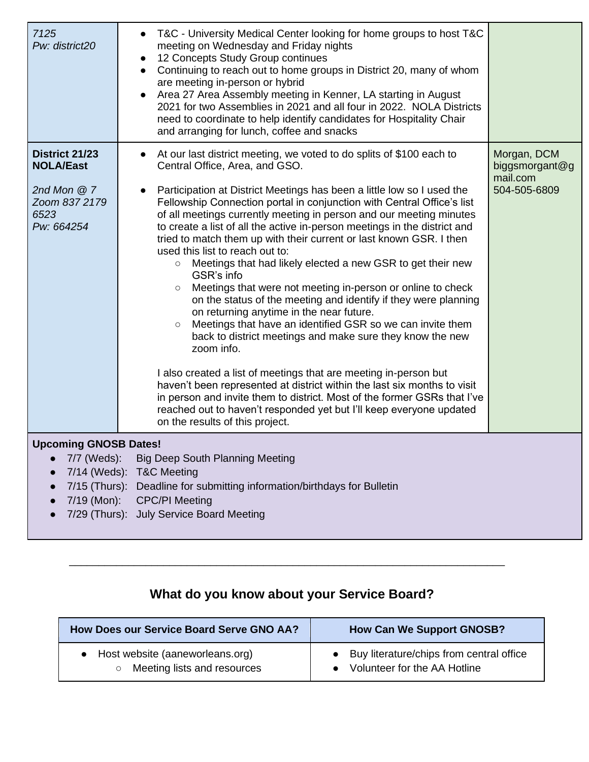| | | |
|---|---|---|
| *7125*<br>*Pw: district20* | • T&C - University Medical Center looking for home groups to host T&C meeting on Wednesday and Friday nights<br>• 12 Concepts Study Group continues<br>• Continuing to reach out to home groups in District 20, many of whom are meeting in-person or hybrid<br>• Area 27 Area Assembly meeting in Kenner, LA starting in August 2021 for two Assemblies in 2021 and all four in 2022. NOLA Districts need to coordinate to help identify candidates for Hospitality Chair and arranging for lunch, coffee and snacks | |
| **District 21/23 NOLA/East**<br><br>*2nd Mon @ 7*<br>*Zoom 837 2179 6523*<br>*Pw: 664254* | • At our last district meeting, we voted to do splits of $100 each to Central Office, Area, and GSO.<br>• Participation at District Meetings has been a little low so I used the Fellowship Connection portal in conjunction with Central Office's list of all meetings currently meeting in person and our meeting minutes to create a list of all the active in-person meetings in the district and tried to match them up with their current or last known GSR. I then used this list to reach out to:<br>  ○ Meetings that had likely elected a new GSR to get their new GSR's info<br>  ○ Meetings that were not meeting in-person or online to check on the status of the meeting and identify if they were planning on returning anytime in the near future.<br>  ○ Meetings that have an identified GSR so we can invite them back to district meetings and make sure they know the new zoom info.<br><br>I also created a list of meetings that are meeting in-person but haven't been represented at district within the last six months to visit in person and invite them to district. Most of the former GSRs that I've reached out to haven't responded yet but I'll keep everyone updated on the results of this project. | Morgan, DCM<br>biggsmorgant@gmail.com<br>504-505-6809 |

**Upcoming GNOSB Dates!**

- 7/7 (Weds): Big Deep South Planning Meeting
- 7/14 (Weds): T&C Meeting
- 7/15 (Thurs): Deadline for submitting information/birthdays for Bulletin
- 7/19 (Mon): CPC/PI Meeting
- 7/29 (Thurs): July Service Board Meeting

---

## What do you know about your Service Board?

| How Does our Service Board Serve GNO AA? | How Can We Support GNOSB? |
|---|---|
| • Host website (aaneworleans.org)<br>  ○ Meeting lists and resources | • Buy literature/chips from central office<br>• Volunteer for the AA Hotline |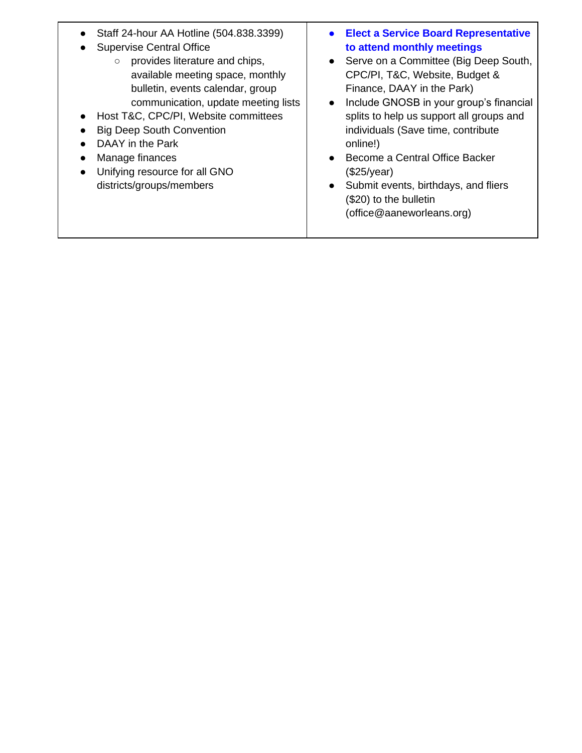| | |
|---|---|
| • Staff 24-hour AA Hotline (504.838.3399)<br>• Supervise Central Office<br>&nbsp;&nbsp;&nbsp;&nbsp;○ provides literature and chips, available meeting space, monthly bulletin, events calendar, group communication, update meeting lists<br>• Host T&C, CPC/PI, Website committees<br>• Big Deep South Convention<br>• DAAY in the Park<br>• Manage finances<br>• Unifying resource for all GNO districts/groups/members | • **Elect a Service Board Representative to attend monthly meetings**<br>• Serve on a Committee (Big Deep South, CPC/PI, T&C, Website, Budget & Finance, DAAY in the Park)<br>• Include GNOSB in your group's financial splits to help us support all groups and individuals (Save time, contribute online!)<br>• Become a Central Office Backer ($25/year)<br>• Submit events, birthdays, and fliers ($20) to the bulletin (office@aaneworleans.org) |